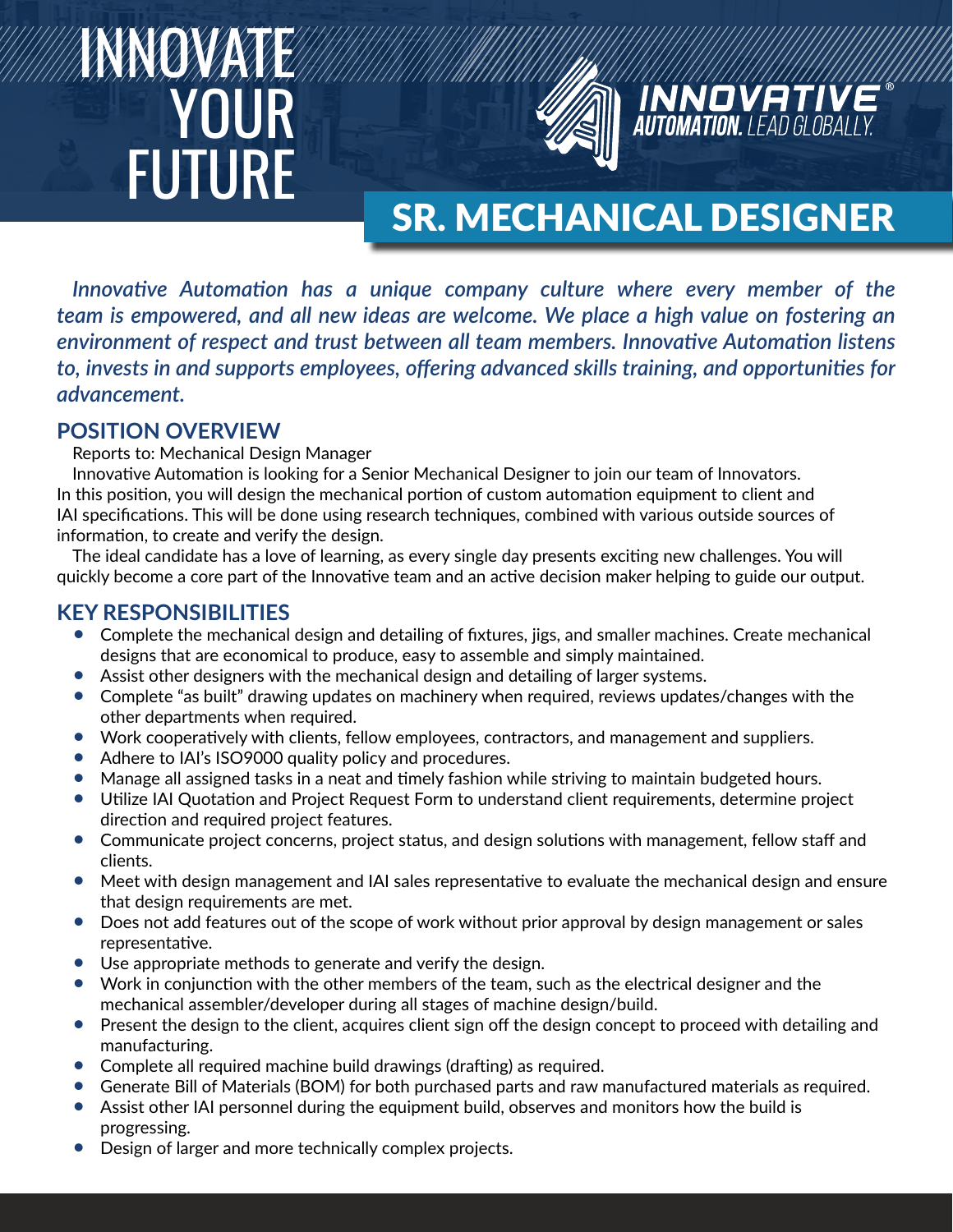# INNOVATE YOUR FUTURE

**INNOVATIVE® AUTOMATION.** LEAD GLOBALLY.

# SR. MECHANICAL DESIGNER

***Innovative Automation has a unique company culture where every member of the team is empowered, and all new ideas are welcome. We place a high value on fostering an environment of respect and trust between all team members. Innovative Automation listens to, invests in and supports employees, offering advanced skills training, and opportunities for advancement.***

## POSITION OVERVIEW

Reports to: Mechanical Design Manager

Innovative Automation is looking for a Senior Mechanical Designer to join our team of Innovators. In this position, you will design the mechanical portion of custom automation equipment to client and IAI specifications. This will be done using research techniques, combined with various outside sources of information, to create and verify the design.

The ideal candidate has a love of learning, as every single day presents exciting new challenges. You will quickly become a core part of the Innovative team and an active decision maker helping to guide our output.

## KEY RESPONSIBILITIES

- Complete the mechanical design and detailing of fixtures, jigs, and smaller machines. Create mechanical designs that are economical to produce, easy to assemble and simply maintained.
- Assist other designers with the mechanical design and detailing of larger systems.
- Complete "as built" drawing updates on machinery when required, reviews updates/changes with the other departments when required.
- Work cooperatively with clients, fellow employees, contractors, and management and suppliers.
- Adhere to IAI's ISO9000 quality policy and procedures.
- Manage all assigned tasks in a neat and timely fashion while striving to maintain budgeted hours.
- Utilize IAI Quotation and Project Request Form to understand client requirements, determine project direction and required project features.
- Communicate project concerns, project status, and design solutions with management, fellow staff and clients.
- Meet with design management and IAI sales representative to evaluate the mechanical design and ensure that design requirements are met.
- Does not add features out of the scope of work without prior approval by design management or sales representative.
- Use appropriate methods to generate and verify the design.
- Work in conjunction with the other members of the team, such as the electrical designer and the mechanical assembler/developer during all stages of machine design/build.
- Present the design to the client, acquires client sign off the design concept to proceed with detailing and manufacturing.
- Complete all required machine build drawings (drafting) as required.
- Generate Bill of Materials (BOM) for both purchased parts and raw manufactured materials as required.
- Assist other IAI personnel during the equipment build, observes and monitors how the build is progressing.
- Design of larger and more technically complex projects.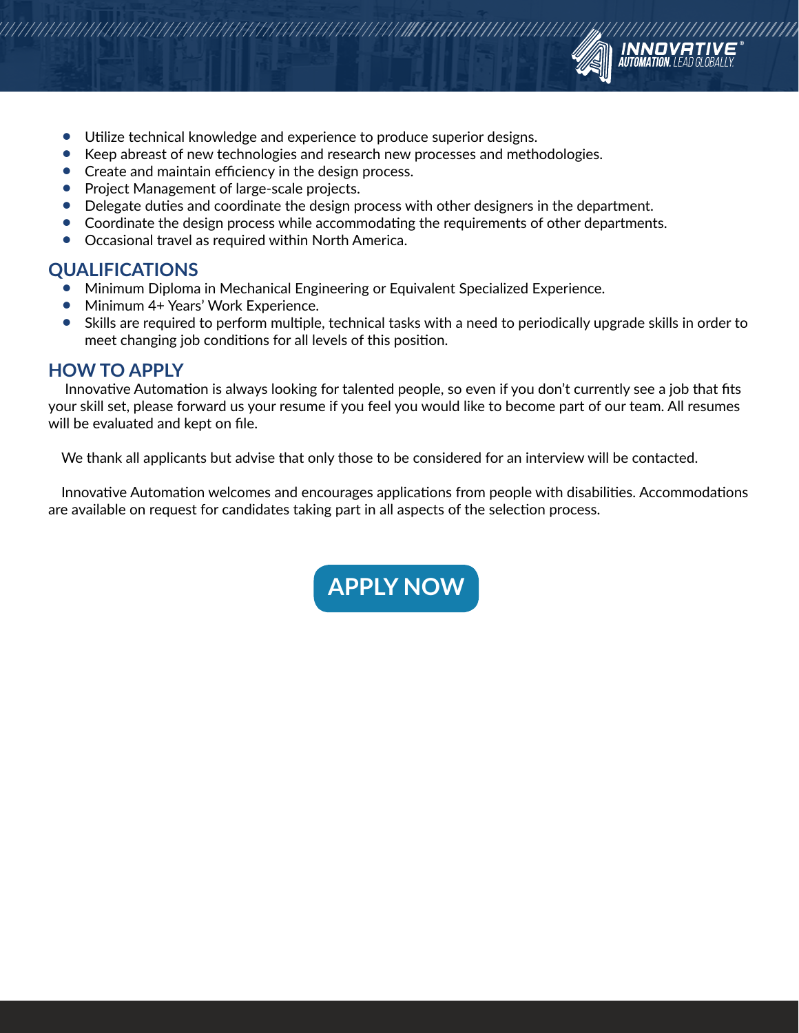- Utilize technical knowledge and experience to produce superior designs.
- Keep abreast of new technologies and research new processes and methodologies.
- Create and maintain efficiency in the design process.
- Project Management of large-scale projects.
- Delegate duties and coordinate the design process with other designers in the department.
- Coordinate the design process while accommodating the requirements of other departments.
- Occasional travel as required within North America.

## QUALIFICATIONS

- Minimum Diploma in Mechanical Engineering or Equivalent Specialized Experience.
- Minimum 4+ Years' Work Experience.
- Skills are required to perform multiple, technical tasks with a need to periodically upgrade skills in order to meet changing job conditions for all levels of this position.

## HOW TO APPLY

Innovative Automation is always looking for talented people, so even if you don't currently see a job that fits your skill set, please forward us your resume if you feel you would like to become part of our team. All resumes will be evaluated and kept on file.

We thank all applicants but advise that only those to be considered for an interview will be contacted.

Innovative Automation welcomes and encourages applications from people with disabilities. Accommodations are available on request for candidates taking part in all aspects of the selection process.

**APPLY NOW**